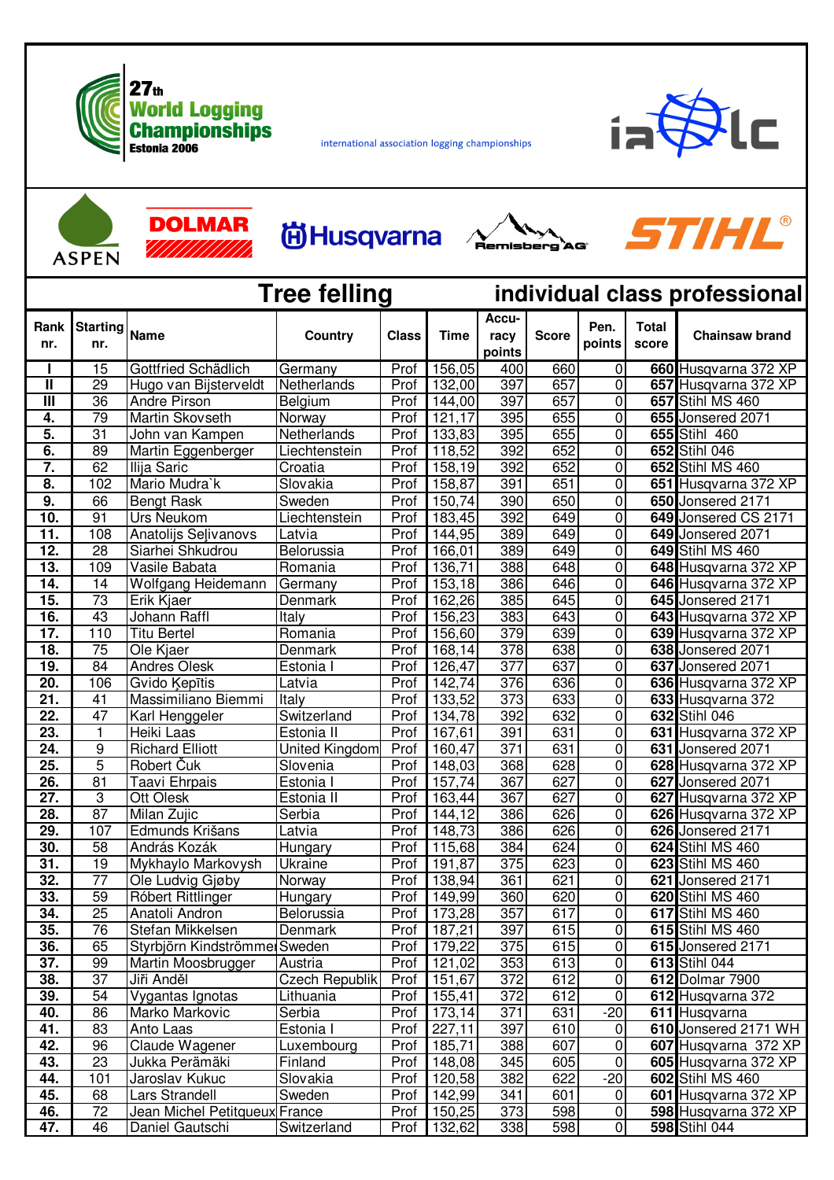# 27th World Logging Championships
Estonia 2006

international association logging championships

ASPEN DOLMAR Husqvarna Remisberg AG STIHL

## Tree felling — individual class professional

| Rank nr. | Starting nr. | Name | Country | Class | Time | Accu-racy points | Score | Pen. points | Total score | Chainsaw brand |
|---|---|---|---|---|---|---|---|---|---|---|
| I | 15 | Gottfried Schädlich | Germany | Prof | 156,05 | 400 | 660 | 0 | 660 | Husqvarna 372 XP |
| II | 29 | Hugo van Bijsterveldt | Netherlands | Prof | 132,00 | 397 | 657 | 0 | 657 | Husqvarna 372 XP |
| III | 36 | Andre Pirson | Belgium | Prof | 144,00 | 397 | 657 | 0 | 657 | Stihl MS 460 |
| 4. | 79 | Martin Skovseth | Norway | Prof | 121,17 | 395 | 655 | 0 | 655 | Jonsered 2071 |
| 5. | 31 | John van Kampen | Netherlands | Prof | 133,83 | 395 | 655 | 0 | 655 | Stihl 460 |
| 6. | 89 | Martin Eggenberger | Liechtenstein | Prof | 118,52 | 392 | 652 | 0 | 652 | Stihl 046 |
| 7. | 62 | Ilija Saric | Croatia | Prof | 158,19 | 392 | 652 | 0 | 652 | Stihl MS 460 |
| 8. | 102 | Mario Mudra`k | Slovakia | Prof | 158,87 | 391 | 651 | 0 | 651 | Husqvarna 372 XP |
| 9. | 66 | Bengt Rask | Sweden | Prof | 150,74 | 390 | 650 | 0 | 650 | Jonsered 2171 |
| 10. | 91 | Urs Neukom | Liechtenstein | Prof | 183,45 | 392 | 649 | 0 | 649 | Jonsered CS 2171 |
| 11. | 108 | Anatolijs Seļivanovs | Latvia | Prof | 144,95 | 389 | 649 | 0 | 649 | Jonsered 2071 |
| 12. | 28 | Siarhei Shkudrou | Belorussia | Prof | 166,01 | 389 | 649 | 0 | 649 | Stihl MS 460 |
| 13. | 109 | Vasile Babata | Romania | Prof | 136,71 | 388 | 648 | 0 | 648 | Husqvarna 372 XP |
| 14. | 14 | Wolfgang Heidemann | Germany | Prof | 153,18 | 386 | 646 | 0 | 646 | Husqvarna 372 XP |
| 15. | 73 | Erik Kjaer | Denmark | Prof | 162,26 | 385 | 645 | 0 | 645 | Jonsered 2171 |
| 16. | 43 | Johann Raffl | Italy | Prof | 156,23 | 383 | 643 | 0 | 643 | Husqvarna 372 XP |
| 17. | 110 | Titu Bertel | Romania | Prof | 156,60 | 379 | 639 | 0 | 639 | Husqvarna 372 XP |
| 18. | 75 | Ole Kjaer | Denmark | Prof | 168,14 | 378 | 638 | 0 | 638 | Jonsered 2071 |
| 19. | 84 | Andres Olesk | Estonia I | Prof | 126,47 | 377 | 637 | 0 | 637 | Jonsered 2071 |
| 20. | 106 | Gvido Ķepītis | Latvia | Prof | 142,74 | 376 | 636 | 0 | 636 | Husqvarna 372 XP |
| 21. | 41 | Massimiliano Biemmi | Italy | Prof | 133,52 | 373 | 633 | 0 | 633 | Husqvarna 372 |
| 22. | 47 | Karl Henggeler | Switzerland | Prof | 134,78 | 392 | 632 | 0 | 632 | Stihl 046 |
| 23. | 1 | Heiki Laas | Estonia II | Prof | 167,61 | 391 | 631 | 0 | 631 | Husqvarna 372 XP |
| 24. | 9 | Richard Elliott | United Kingdom | Prof | 160,47 | 371 | 631 | 0 | 631 | Jonsered 2071 |
| 25. | 5 | Robert Čuk | Slovenia | Prof | 148,03 | 368 | 628 | 0 | 628 | Husqvarna 372 XP |
| 26. | 81 | Taavi Ehrpais | Estonia I | Prof | 157,74 | 367 | 627 | 0 | 627 | Jonsered 2071 |
| 27. | 3 | Ott Olesk | Estonia II | Prof | 163,44 | 367 | 627 | 0 | 627 | Husqvarna 372 XP |
| 28. | 87 | Milan Zujic | Serbia | Prof | 144,12 | 386 | 626 | 0 | 626 | Husqvarna 372 XP |
| 29. | 107 | Edmunds Krišans | Latvia | Prof | 148,73 | 386 | 626 | 0 | 626 | Jonsered 2171 |
| 30. | 58 | András Kozák | Hungary | Prof | 115,68 | 384 | 624 | 0 | 624 | Stihl MS 460 |
| 31. | 19 | Mykhaylo Markovysh | Ukraine | Prof | 191,87 | 375 | 623 | 0 | 623 | Stihl MS 460 |
| 32. | 77 | Ole Ludvig Gjøby | Norway | Prof | 138,94 | 361 | 621 | 0 | 621 | Jonsered 2171 |
| 33. | 59 | Róbert Rittlinger | Hungary | Prof | 149,99 | 360 | 620 | 0 | 620 | Stihl MS 460 |
| 34. | 25 | Anatoli Andron | Belorussia | Prof | 173,28 | 357 | 617 | 0 | 617 | Stihl MS 460 |
| 35. | 76 | Stefan Mikkelsen | Denmark | Prof | 187,21 | 397 | 615 | 0 | 615 | Stihl MS 460 |
| 36. | 65 | Styrbjörn Kindströmmer | Sweden | Prof | 179,22 | 375 | 615 | 0 | 615 | Jonsered 2171 |
| 37. | 99 | Martin Moosbrugger | Austria | Prof | 121,02 | 353 | 613 | 0 | 613 | Stihl 044 |
| 38. | 37 | Jiři Anděl | Czech Republik | Prof | 151,67 | 372 | 612 | 0 | 612 | Dolmar 7900 |
| 39. | 54 | Vygantas Ignotas | Lithuania | Prof | 155,41 | 372 | 612 | 0 | 612 | Husqvarna 372 |
| 40. | 86 | Marko Markovic | Serbia | Prof | 173,14 | 371 | 631 | -20 | 611 | Husqvarna |
| 41. | 83 | Anto Laas | Estonia I | Prof | 227,11 | 397 | 610 | 0 | 610 | Jonsered 2171 WH |
| 42. | 96 | Claude Wagener | Luxembourg | Prof | 185,71 | 388 | 607 | 0 | 607 | Husqvarna 372 XP |
| 43. | 23 | Jukka Perämäki | Finland | Prof | 148,08 | 345 | 605 | 0 | 605 | Husqvarna 372 XP |
| 44. | 101 | Jaroslav Kukuc | Slovakia | Prof | 120,58 | 382 | 622 | -20 | 602 | Stihl MS 460 |
| 45. | 68 | Lars Strandell | Sweden | Prof | 142,99 | 341 | 601 | 0 | 601 | Husqvarna 372 XP |
| 46. | 72 | Jean Michel Petitqueux | France | Prof | 150,25 | 373 | 598 | 0 | 598 | Husqvarna 372 XP |
| 47. | 46 | Daniel Gautschi | Switzerland | Prof | 132,62 | 338 | 598 | 0 | 598 | Stihl 044 |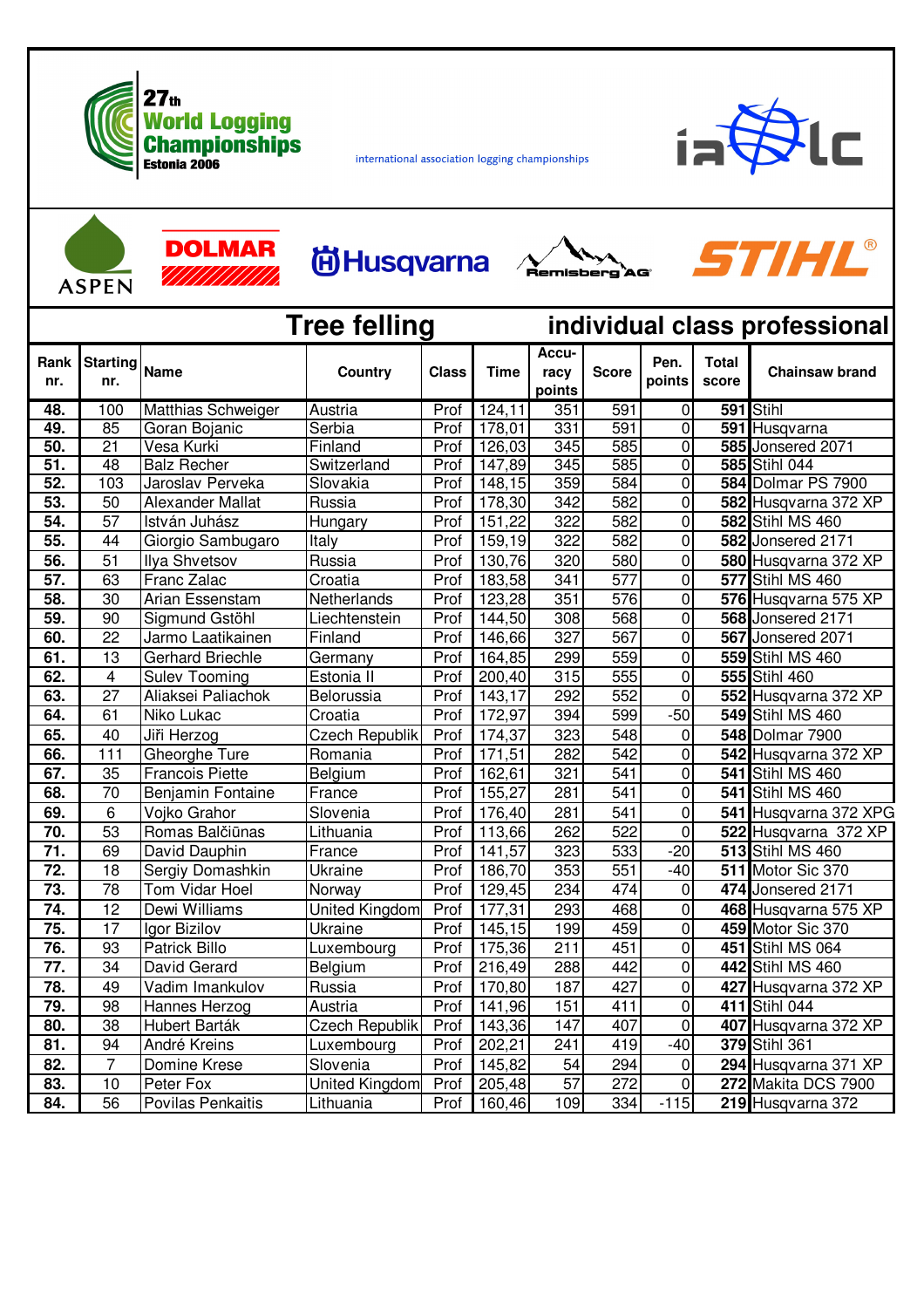27th World Logging Championships
Estonia 2006

international association logging championships

## Tree felling — individual class professional

| Rank nr. | Starting nr. | Name | Country | Class | Time | Accuracy points | Score | Pen. points | Total score | Chainsaw brand |
|---|---|---|---|---|---|---|---|---|---|---|
| 48. | 100 | Matthias Schweiger | Austria | Prof | 124,11 | 351 | 591 | 0 | **591** | Stihl |
| 49. | 85 | Goran Bojanic | Serbia | Prof | 178,01 | 331 | 591 | 0 | **591** | Husqvarna |
| 50. | 21 | Vesa Kurki | Finland | Prof | 126,03 | 345 | 585 | 0 | **585** | Jonsered 2071 |
| 51. | 48 | Balz Recher | Switzerland | Prof | 147,89 | 345 | 585 | 0 | **585** | Stihl 044 |
| 52. | 103 | Jaroslav Perveka | Slovakia | Prof | 148,15 | 359 | 584 | 0 | **584** | Dolmar PS 7900 |
| 53. | 50 | Alexander Mallat | Russia | Prof | 178,30 | 342 | 582 | 0 | **582** | Husqvarna 372 XP |
| 54. | 57 | István Juhász | Hungary | Prof | 151,22 | 322 | 582 | 0 | **582** | Stihl MS 460 |
| 55. | 44 | Giorgio Sambugaro | Italy | Prof | 159,19 | 322 | 582 | 0 | **582** | Jonsered 2171 |
| 56. | 51 | Ilya Shvetsov | Russia | Prof | 130,76 | 320 | 580 | 0 | **580** | Husqvarna 372 XP |
| 57. | 63 | Franc Zalac | Croatia | Prof | 183,58 | 341 | 577 | 0 | **577** | Stihl MS 460 |
| 58. | 30 | Arian Essenstam | Netherlands | Prof | 123,28 | 351 | 576 | 0 | **576** | Husqvarna 575 XP |
| 59. | 90 | Sigmund Gstöhl | Liechtenstein | Prof | 144,50 | 308 | 568 | 0 | **568** | Jonsered 2171 |
| 60. | 22 | Jarmo Laatikainen | Finland | Prof | 146,66 | 327 | 567 | 0 | **567** | Jonsered 2071 |
| 61. | 13 | Gerhard Briechle | Germany | Prof | 164,85 | 299 | 559 | 0 | **559** | Stihl MS 460 |
| 62. | 4 | Sulev Tooming | Estonia II | Prof | 200,40 | 315 | 555 | 0 | **555** | Stihl 460 |
| 63. | 27 | Aliaksei Paliachok | Belorussia | Prof | 143,17 | 292 | 552 | 0 | **552** | Husqvarna 372 XP |
| 64. | 61 | Niko Lukac | Croatia | Prof | 172,97 | 394 | 599 | -50 | **549** | Stihl MS 460 |
| 65. | 40 | Jiři Herzog | Czech Republik | Prof | 174,37 | 323 | 548 | 0 | **548** | Dolmar 7900 |
| 66. | 111 | Gheorghe Ture | Romania | Prof | 171,51 | 282 | 542 | 0 | **542** | Husqvarna 372 XP |
| 67. | 35 | Francois Piette | Belgium | Prof | 162,61 | 321 | 541 | 0 | **541** | Stihl MS 460 |
| 68. | 70 | Benjamin Fontaine | France | Prof | 155,27 | 281 | 541 | 0 | **541** | Stihl MS 460 |
| 69. | 6 | Vojko Grahor | Slovenia | Prof | 176,40 | 281 | 541 | 0 | **541** | Husqvarna 372 XPG |
| 70. | 53 | Romas Balčiūnas | Lithuania | Prof | 113,66 | 262 | 522 | 0 | **522** | Husqvarna 372 XP |
| 71. | 69 | David Dauphin | France | Prof | 141,57 | 323 | 533 | -20 | **513** | Stihl MS 460 |
| 72. | 18 | Sergiy Domashkin | Ukraine | Prof | 186,70 | 353 | 551 | -40 | **511** | Motor Sic 370 |
| 73. | 78 | Tom Vidar Hoel | Norway | Prof | 129,45 | 234 | 474 | 0 | **474** | Jonsered 2171 |
| 74. | 12 | Dewi Williams | United Kingdom | Prof | 177,31 | 293 | 468 | 0 | **468** | Husqvarna 575 XP |
| 75. | 17 | Igor Bizilov | Ukraine | Prof | 145,15 | 199 | 459 | 0 | **459** | Motor Sic 370 |
| 76. | 93 | Patrick Billo | Luxembourg | Prof | 175,36 | 211 | 451 | 0 | **451** | Stihl MS 064 |
| 77. | 34 | David Gerard | Belgium | Prof | 216,49 | 288 | 442 | 0 | **442** | Stihl MS 460 |
| 78. | 49 | Vadim Imankulov | Russia | Prof | 170,80 | 187 | 427 | 0 | **427** | Husqvarna 372 XP |
| 79. | 98 | Hannes Herzog | Austria | Prof | 141,96 | 151 | 411 | 0 | **411** | Stihl 044 |
| 80. | 38 | Hubert Barták | Czech Republik | Prof | 143,36 | 147 | 407 | 0 | **407** | Husqvarna 372 XP |
| 81. | 94 | André Kreins | Luxembourg | Prof | 202,21 | 241 | 419 | -40 | **379** | Stihl 361 |
| 82. | 7 | Domine Krese | Slovenia | Prof | 145,82 | 54 | 294 | 0 | **294** | Husqvarna 371 XP |
| 83. | 10 | Peter Fox | United Kingdom | Prof | 205,48 | 57 | 272 | 0 | **272** | Makita DCS 7900 |
| 84. | 56 | Povilas Penkaitis | Lithuania | Prof | 160,46 | 109 | 334 | -115 | **219** | Husqvarna 372 |